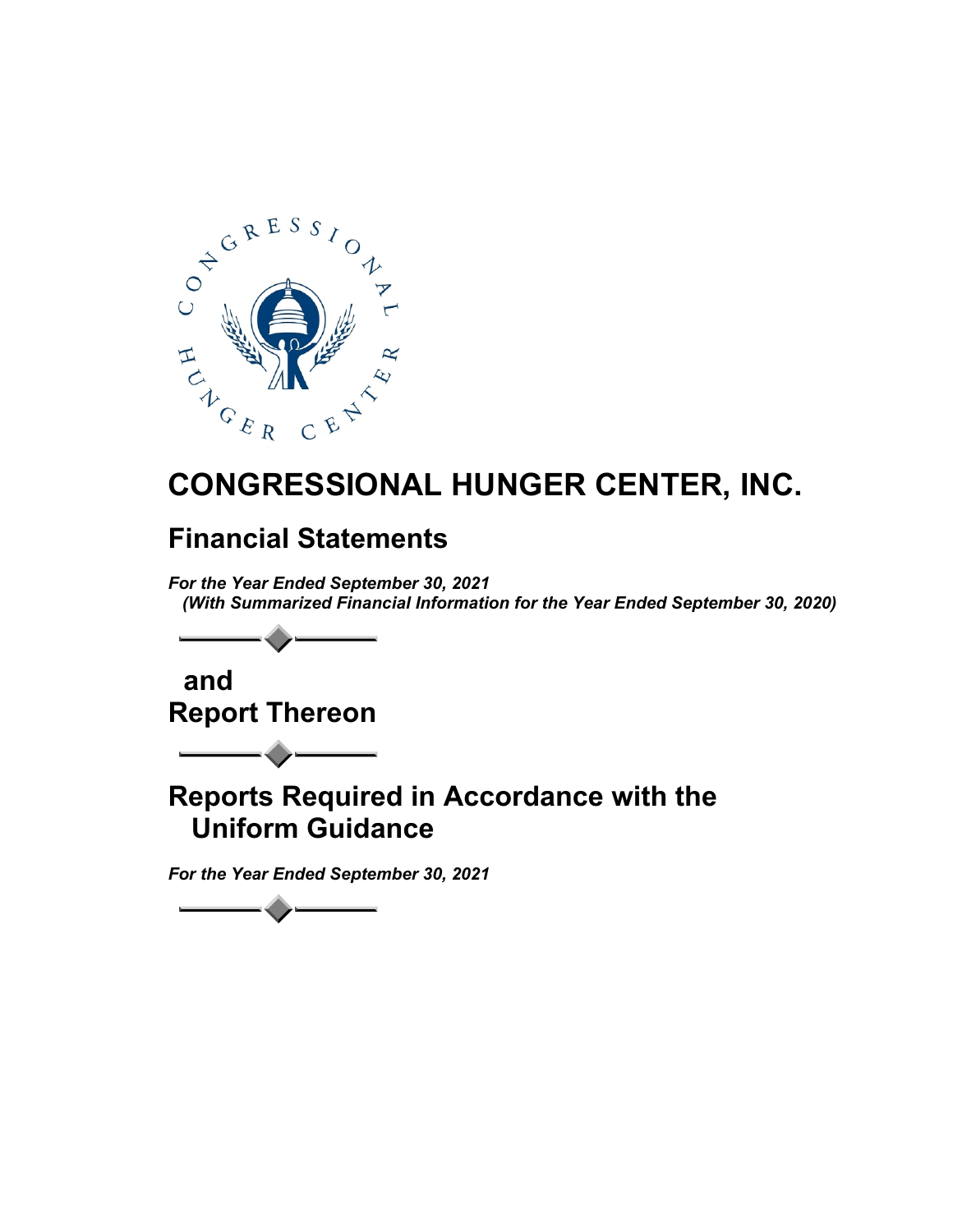# CONGRESSIONAL HUNGER CENTER, INC.

## Financial Statements

***For the Year Ended September 30, 2021***
***(With Summarized Financial Information for the Year Ended September 30, 2020)***

## and
## Report Thereon

## Reports Required in Accordance with the Uniform Guidance

***For the Year Ended September 30, 2021***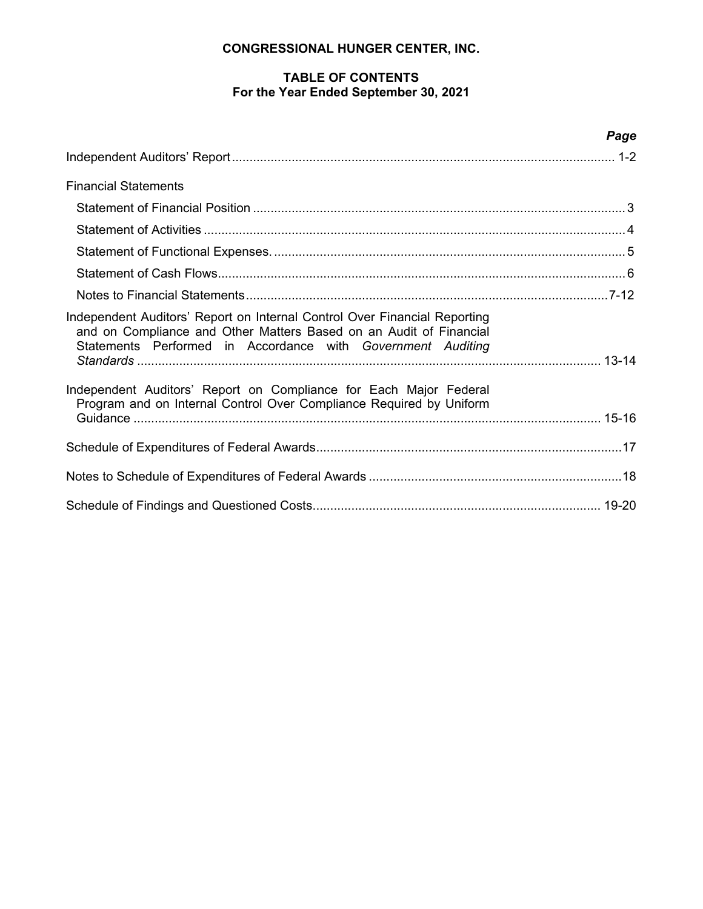**CONGRESSIONAL HUNGER CENTER, INC.**

**TABLE OF CONTENTS**
**For the Year Ended September 30, 2021**

| | *Page* |
|---|---|
| Independent Auditors' Report | 1-2 |
| Financial Statements | |
| Statement of Financial Position | 3 |
| Statement of Activities | 4 |
| Statement of Functional Expenses. | 5 |
| Statement of Cash Flows | 6 |
| Notes to Financial Statements | 7-12 |
| Independent Auditors' Report on Internal Control Over Financial Reporting and on Compliance and Other Matters Based on an Audit of Financial Statements Performed in Accordance with *Government Auditing Standards* | 13-14 |
| Independent Auditors' Report on Compliance for Each Major Federal Program and on Internal Control Over Compliance Required by Uniform Guidance | 15-16 |
| Schedule of Expenditures of Federal Awards | 17 |
| Notes to Schedule of Expenditures of Federal Awards | 18 |
| Schedule of Findings and Questioned Costs | 19-20 |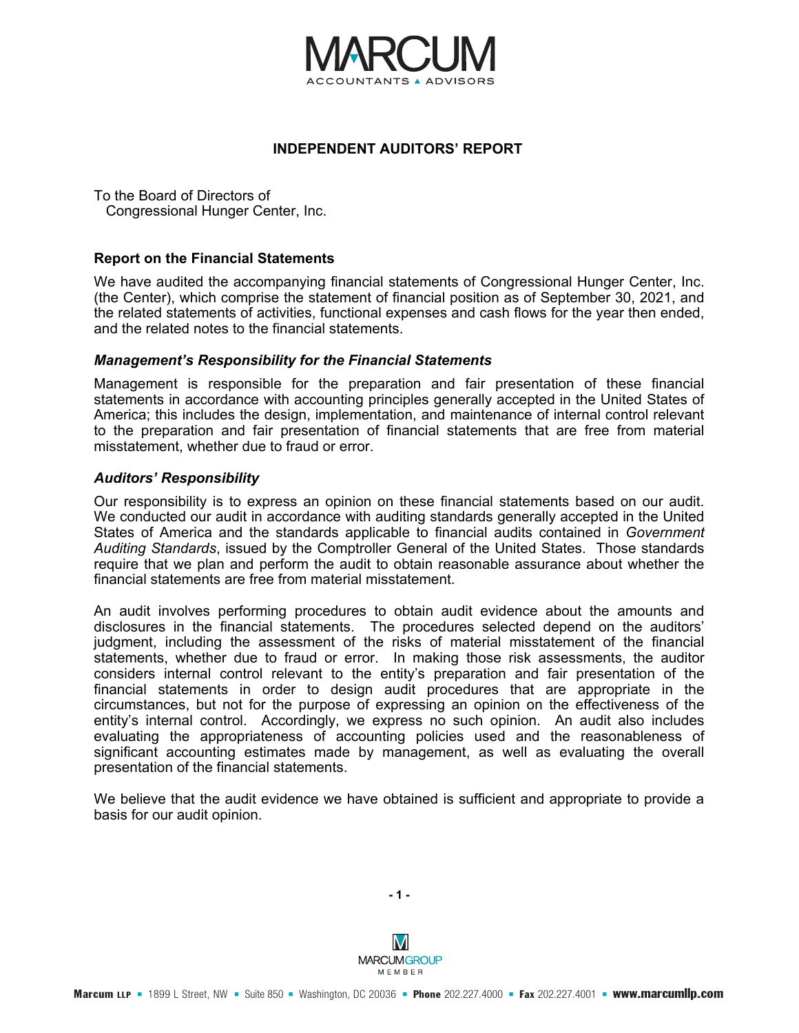# INDEPENDENT AUDITORS' REPORT

To the Board of Directors of
Congressional Hunger Center, Inc.

## Report on the Financial Statements

We have audited the accompanying financial statements of Congressional Hunger Center, Inc. (the Center), which comprise the statement of financial position as of September 30, 2021, and the related statements of activities, functional expenses and cash flows for the year then ended, and the related notes to the financial statements.

### *Management's Responsibility for the Financial Statements*

Management is responsible for the preparation and fair presentation of these financial statements in accordance with accounting principles generally accepted in the United States of America; this includes the design, implementation, and maintenance of internal control relevant to the preparation and fair presentation of financial statements that are free from material misstatement, whether due to fraud or error.

### *Auditors' Responsibility*

Our responsibility is to express an opinion on these financial statements based on our audit. We conducted our audit in accordance with auditing standards generally accepted in the United States of America and the standards applicable to financial audits contained in *Government Auditing Standards*, issued by the Comptroller General of the United States. Those standards require that we plan and perform the audit to obtain reasonable assurance about whether the financial statements are free from material misstatement.

An audit involves performing procedures to obtain audit evidence about the amounts and disclosures in the financial statements. The procedures selected depend on the auditors' judgment, including the assessment of the risks of material misstatement of the financial statements, whether due to fraud or error. In making those risk assessments, the auditor considers internal control relevant to the entity's preparation and fair presentation of the financial statements in order to design audit procedures that are appropriate in the circumstances, but not for the purpose of expressing an opinion on the effectiveness of the entity's internal control. Accordingly, we express no such opinion. An audit also includes evaluating the appropriateness of accounting policies used and the reasonableness of significant accounting estimates made by management, as well as evaluating the overall presentation of the financial statements.

We believe that the audit evidence we have obtained is sufficient and appropriate to provide a basis for our audit opinion.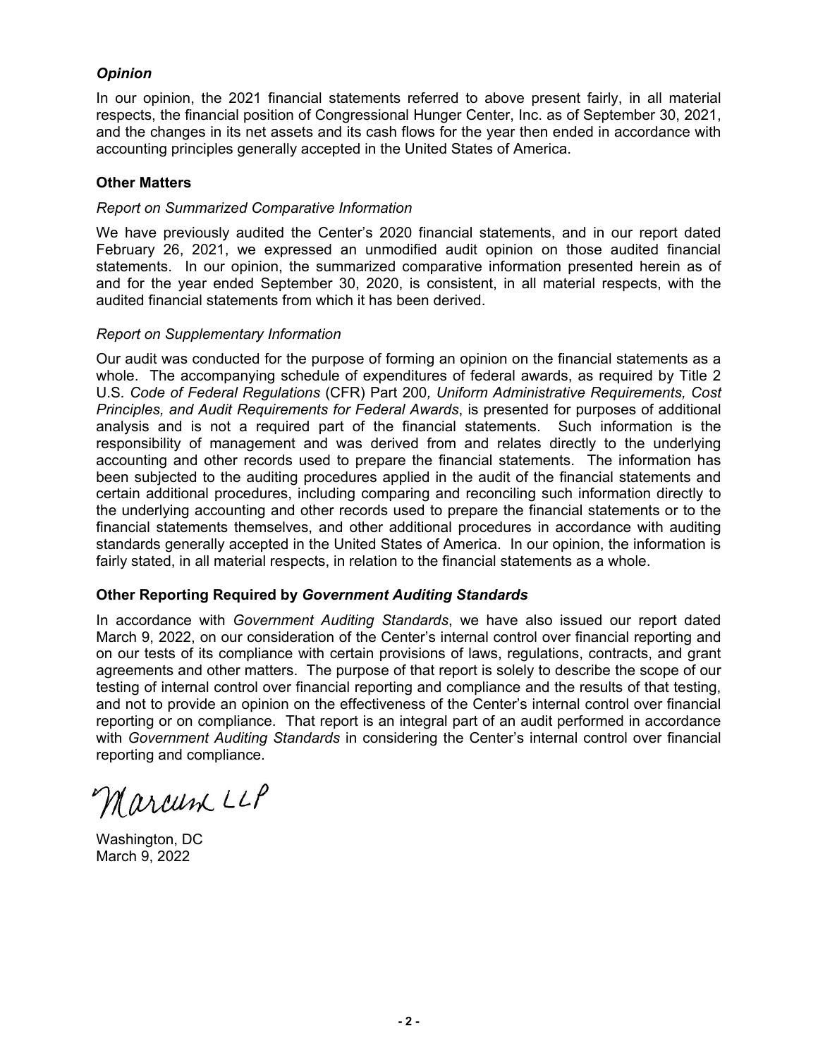### *Opinion*

In our opinion, the 2021 financial statements referred to above present fairly, in all material respects, the financial position of Congressional Hunger Center, Inc. as of September 30, 2021, and the changes in its net assets and its cash flows for the year then ended in accordance with accounting principles generally accepted in the United States of America.

### Other Matters

*Report on Summarized Comparative Information*

We have previously audited the Center's 2020 financial statements, and in our report dated February 26, 2021, we expressed an unmodified audit opinion on those audited financial statements. In our opinion, the summarized comparative information presented herein as of and for the year ended September 30, 2020, is consistent, in all material respects, with the audited financial statements from which it has been derived.

*Report on Supplementary Information*

Our audit was conducted for the purpose of forming an opinion on the financial statements as a whole. The accompanying schedule of expenditures of federal awards, as required by Title 2 U.S. *Code of Federal Regulations* (CFR) Part 200*, Uniform Administrative Requirements, Cost Principles, and Audit Requirements for Federal Awards*, is presented for purposes of additional analysis and is not a required part of the financial statements. Such information is the responsibility of management and was derived from and relates directly to the underlying accounting and other records used to prepare the financial statements. The information has been subjected to the auditing procedures applied in the audit of the financial statements and certain additional procedures, including comparing and reconciling such information directly to the underlying accounting and other records used to prepare the financial statements or to the financial statements themselves, and other additional procedures in accordance with auditing standards generally accepted in the United States of America. In our opinion, the information is fairly stated, in all material respects, in relation to the financial statements as a whole.

### Other Reporting Required by *Government Auditing Standards*

In accordance with *Government Auditing Standards*, we have also issued our report dated March 9, 2022, on our consideration of the Center's internal control over financial reporting and on our tests of its compliance with certain provisions of laws, regulations, contracts, and grant agreements and other matters. The purpose of that report is solely to describe the scope of our testing of internal control over financial reporting and compliance and the results of that testing, and not to provide an opinion on the effectiveness of the Center's internal control over financial reporting or on compliance. That report is an integral part of an audit performed in accordance with *Government Auditing Standards* in considering the Center's internal control over financial reporting and compliance.

Marcum LLP

Washington, DC
March 9, 2022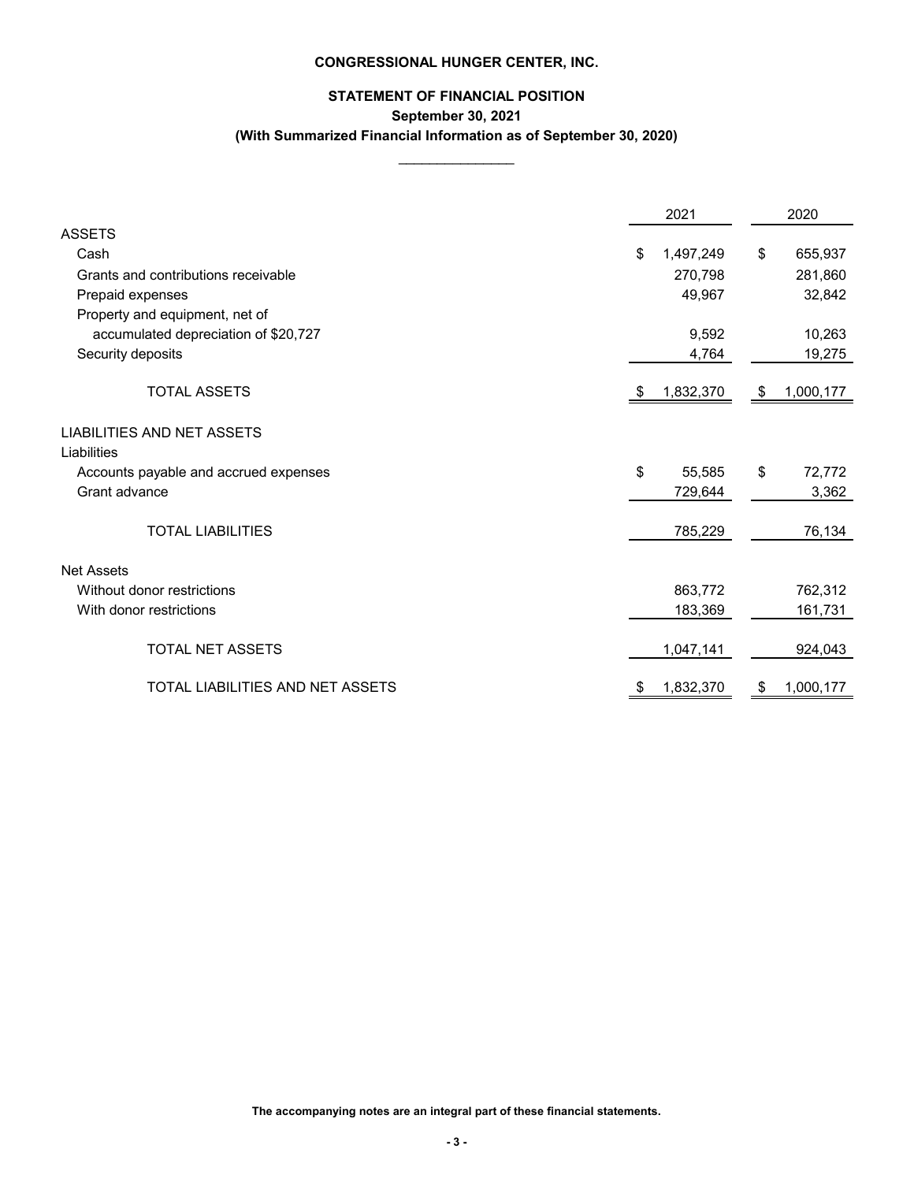**CONGRESSIONAL HUNGER CENTER, INC.**

**STATEMENT OF FINANCIAL POSITION**

**September 30, 2021**

**(With Summarized Financial Information as of September 30, 2020)**

| | 2021 | 2020 |
|---|---|---|
| ASSETS | | |
| Cash | $ 1,497,249 | $ 655,937 |
| Grants and contributions receivable | 270,798 | 281,860 |
| Prepaid expenses | 49,967 | 32,842 |
| Property and equipment, net of accumulated depreciation of $20,727 | 9,592 | 10,263 |
| Security deposits | 4,764 | 19,275 |
| TOTAL ASSETS | $ 1,832,370 | $ 1,000,177 |
| LIABILITIES AND NET ASSETS | | |
| Liabilities | | |
| Accounts payable and accrued expenses | $ 55,585 | $ 72,772 |
| Grant advance | 729,644 | 3,362 |
| TOTAL LIABILITIES | 785,229 | 76,134 |
| Net Assets | | |
| Without donor restrictions | 863,772 | 762,312 |
| With donor restrictions | 183,369 | 161,731 |
| TOTAL NET ASSETS | 1,047,141 | 924,043 |
| TOTAL LIABILITIES AND NET ASSETS | $ 1,832,370 | $ 1,000,177 |

**The accompanying notes are an integral part of these financial statements.**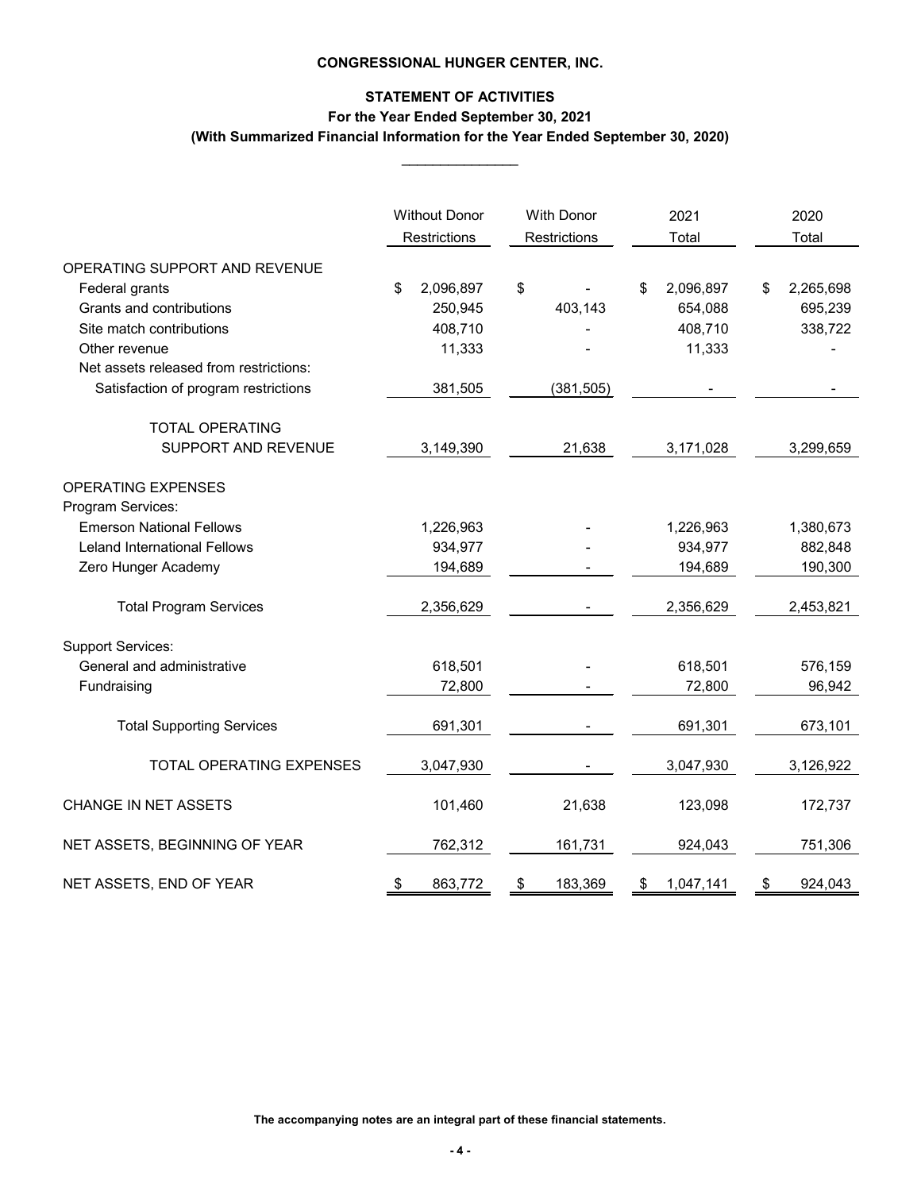**CONGRESSIONAL HUNGER CENTER, INC.**

**STATEMENT OF ACTIVITIES**
**For the Year Ended September 30, 2021**
**(With Summarized Financial Information for the Year Ended September 30, 2020)**

| | Without Donor Restrictions | With Donor Restrictions | 2021 Total | 2020 Total |
|---|---|---|---|---|
| OPERATING SUPPORT AND REVENUE | | | | |
| Federal grants | $ 2,096,897 | $ - | $ 2,096,897 | $ 2,265,698 |
| Grants and contributions | 250,945 | 403,143 | 654,088 | 695,239 |
| Site match contributions | 408,710 | - | 408,710 | 338,722 |
| Other revenue | 11,333 | - | 11,333 | - |
| Net assets released from restrictions: | | | | |
| Satisfaction of program restrictions | 381,505 | (381,505) | - | - |
| TOTAL OPERATING SUPPORT AND REVENUE | 3,149,390 | 21,638 | 3,171,028 | 3,299,659 |
| OPERATING EXPENSES | | | | |
| Program Services: | | | | |
| Emerson National Fellows | 1,226,963 | - | 1,226,963 | 1,380,673 |
| Leland International Fellows | 934,977 | - | 934,977 | 882,848 |
| Zero Hunger Academy | 194,689 | - | 194,689 | 190,300 |
| Total Program Services | 2,356,629 | - | 2,356,629 | 2,453,821 |
| Support Services: | | | | |
| General and administrative | 618,501 | - | 618,501 | 576,159 |
| Fundraising | 72,800 | - | 72,800 | 96,942 |
| Total Supporting Services | 691,301 | - | 691,301 | 673,101 |
| TOTAL OPERATING EXPENSES | 3,047,930 | - | 3,047,930 | 3,126,922 |
| CHANGE IN NET ASSETS | 101,460 | 21,638 | 123,098 | 172,737 |
| NET ASSETS, BEGINNING OF YEAR | 762,312 | 161,731 | 924,043 | 751,306 |
| NET ASSETS, END OF YEAR | $ 863,772 | $ 183,369 | $ 1,047,141 | $ 924,043 |

**The accompanying notes are an integral part of these financial statements.**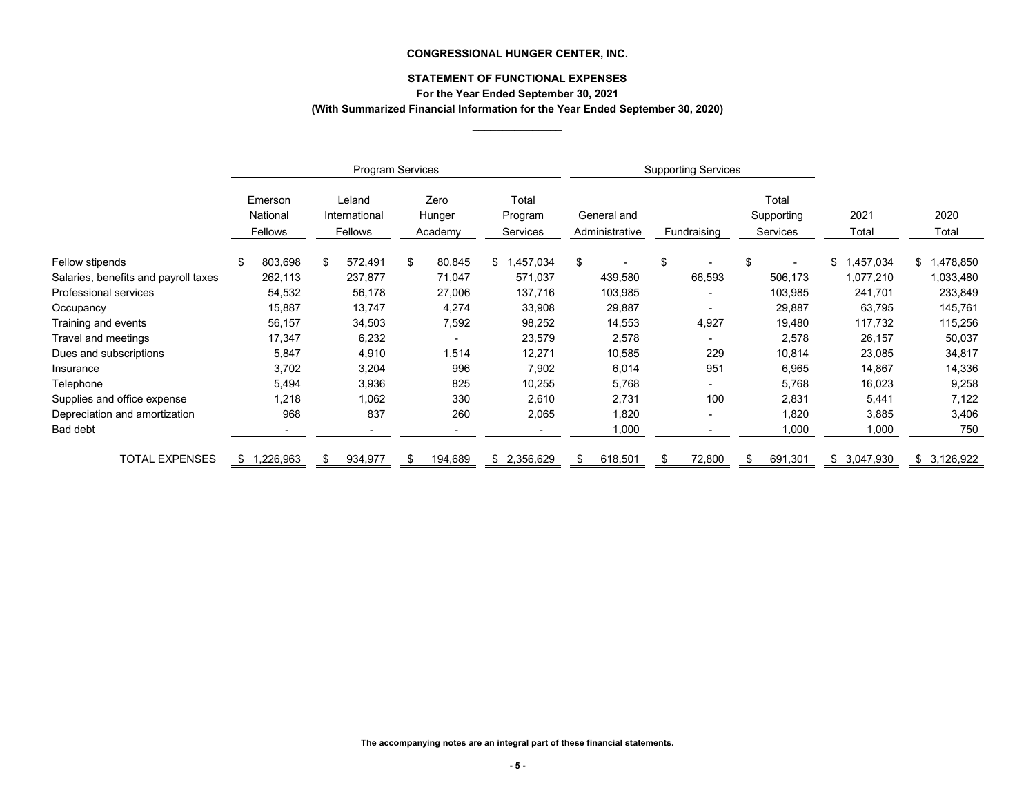**CONGRESSIONAL HUNGER CENTER, INC.**

**STATEMENT OF FUNCTIONAL EXPENSES**

**For the Year Ended September 30, 2021**

**(With Summarized Financial Information for the Year Ended September 30, 2020)**

| | Program Services | | | | Supporting Services | | | | |
|---|---|---|---|---|---|---|---|---|---|
| | Emerson National Fellows | Leland International Fellows | Zero Hunger Academy | Total Program Services | General and Administrative | Fundraising | Total Supporting Services | 2021 Total | 2020 Total |
| Fellow stipends | $ 803,698 | $ 572,491 | $ 80,845 | $ 1,457,034 | $ - | $ - | $ - | $ 1,457,034 | $ 1,478,850 |
| Salaries, benefits and payroll taxes | 262,113 | 237,877 | 71,047 | 571,037 | 439,580 | 66,593 | 506,173 | 1,077,210 | 1,033,480 |
| Professional services | 54,532 | 56,178 | 27,006 | 137,716 | 103,985 | - | 103,985 | 241,701 | 233,849 |
| Occupancy | 15,887 | 13,747 | 4,274 | 33,908 | 29,887 | - | 29,887 | 63,795 | 145,761 |
| Training and events | 56,157 | 34,503 | 7,592 | 98,252 | 14,553 | 4,927 | 19,480 | 117,732 | 115,256 |
| Travel and meetings | 17,347 | 6,232 | - | 23,579 | 2,578 | - | 2,578 | 26,157 | 50,037 |
| Dues and subscriptions | 5,847 | 4,910 | 1,514 | 12,271 | 10,585 | 229 | 10,814 | 23,085 | 34,817 |
| Insurance | 3,702 | 3,204 | 996 | 7,902 | 6,014 | 951 | 6,965 | 14,867 | 14,336 |
| Telephone | 5,494 | 3,936 | 825 | 10,255 | 5,768 | - | 5,768 | 16,023 | 9,258 |
| Supplies and office expense | 1,218 | 1,062 | 330 | 2,610 | 2,731 | 100 | 2,831 | 5,441 | 7,122 |
| Depreciation and amortization | 968 | 837 | 260 | 2,065 | 1,820 | - | 1,820 | 3,885 | 3,406 |
| Bad debt | - | - | - | - | 1,000 | - | 1,000 | 1,000 | 750 |
| TOTAL EXPENSES | $ 1,226,963 | $ 934,977 | $ 194,689 | $ 2,356,629 | $ 618,501 | $ 72,800 | $ 691,301 | $ 3,047,930 | $ 3,126,922 |

**The accompanying notes are an integral part of these financial statements.**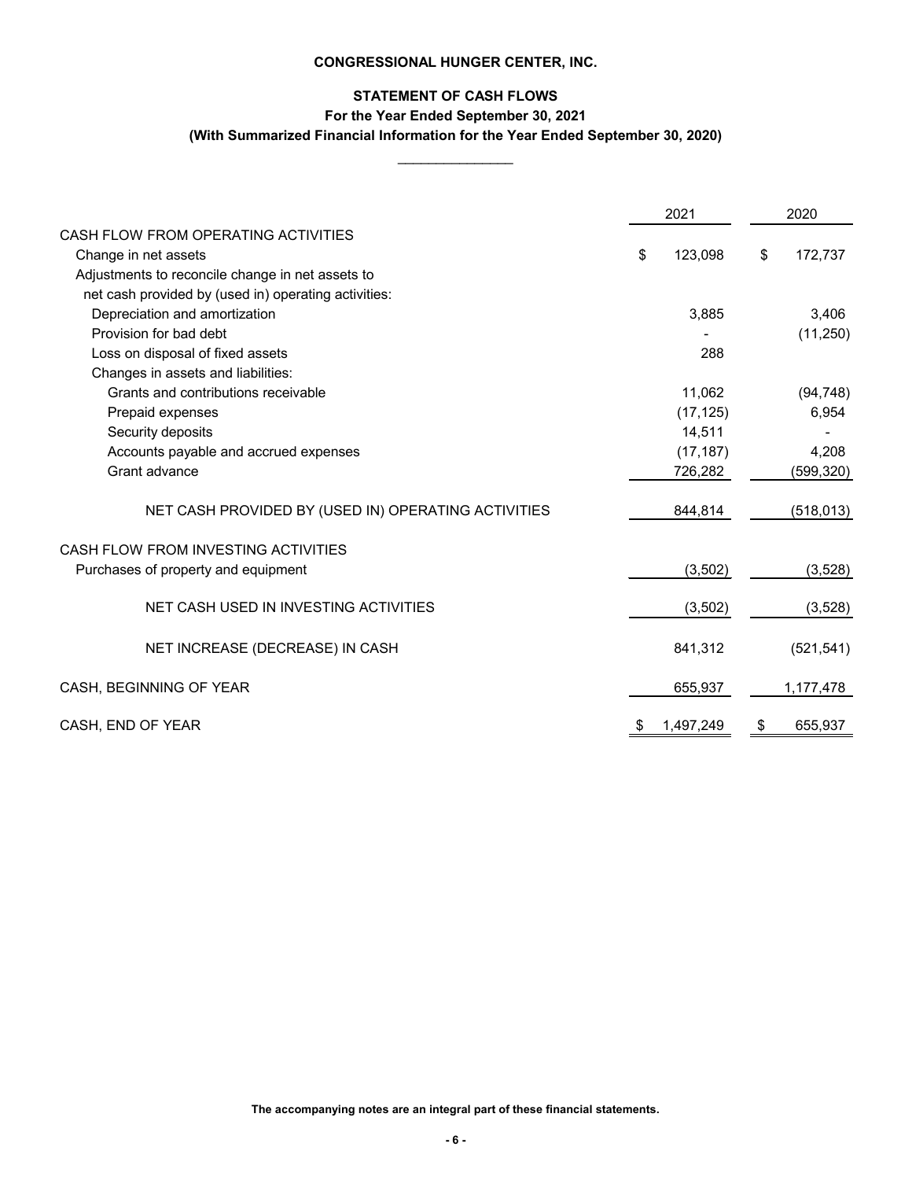**CONGRESSIONAL HUNGER CENTER, INC.**

**STATEMENT OF CASH FLOWS**
**For the Year Ended September 30, 2021**
**(With Summarized Financial Information for the Year Ended September 30, 2020)**

| | 2021 | 2020 |
|---|---|---|
| CASH FLOW FROM OPERATING ACTIVITIES | | |
| Change in net assets | $ 123,098 | $ 172,737 |
| Adjustments to reconcile change in net assets to net cash provided by (used in) operating activities: | | |
| Depreciation and amortization | 3,885 | 3,406 |
| Provision for bad debt | - | (11,250) |
| Loss on disposal of fixed assets | 288 | |
| Changes in assets and liabilities: | | |
| Grants and contributions receivable | 11,062 | (94,748) |
| Prepaid expenses | (17,125) | 6,954 |
| Security deposits | 14,511 | - |
| Accounts payable and accrued expenses | (17,187) | 4,208 |
| Grant advance | 726,282 | (599,320) |
| NET CASH PROVIDED BY (USED IN) OPERATING ACTIVITIES | 844,814 | (518,013) |
| CASH FLOW FROM INVESTING ACTIVITIES | | |
| Purchases of property and equipment | (3,502) | (3,528) |
| NET CASH USED IN INVESTING ACTIVITIES | (3,502) | (3,528) |
| NET INCREASE (DECREASE) IN CASH | 841,312 | (521,541) |
| CASH, BEGINNING OF YEAR | 655,937 | 1,177,478 |
| CASH, END OF YEAR | $ 1,497,249 | $ 655,937 |

**The accompanying notes are an integral part of these financial statements.**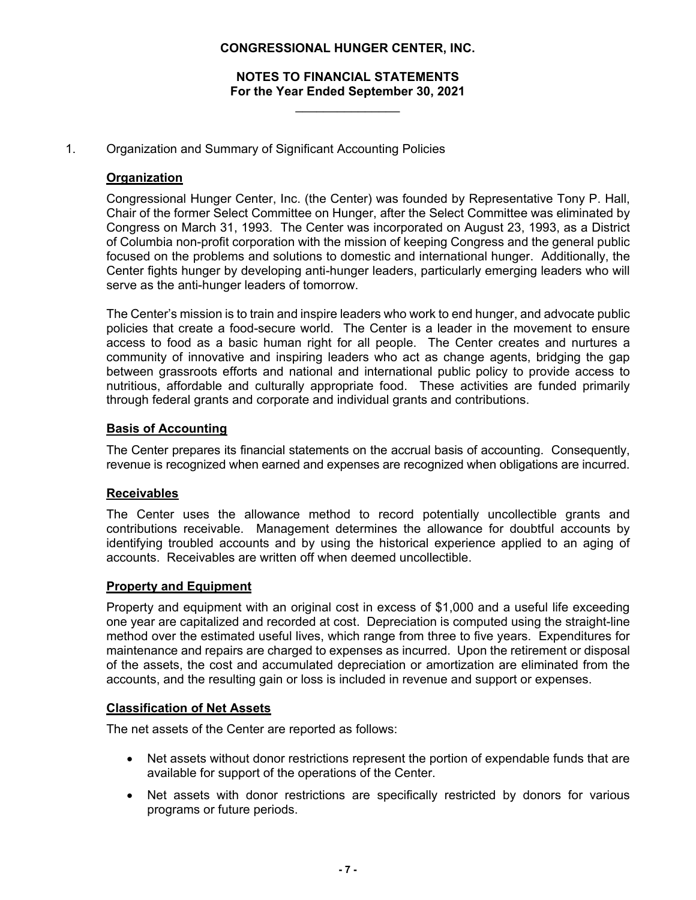**CONGRESSIONAL HUNGER CENTER, INC.**

**NOTES TO FINANCIAL STATEMENTS**
**For the Year Ended September 30, 2021**

1. Organization and Summary of Significant Accounting Policies

**Organization**

Congressional Hunger Center, Inc. (the Center) was founded by Representative Tony P. Hall, Chair of the former Select Committee on Hunger, after the Select Committee was eliminated by Congress on March 31, 1993. The Center was incorporated on August 23, 1993, as a District of Columbia non-profit corporation with the mission of keeping Congress and the general public focused on the problems and solutions to domestic and international hunger. Additionally, the Center fights hunger by developing anti-hunger leaders, particularly emerging leaders who will serve as the anti-hunger leaders of tomorrow.

The Center's mission is to train and inspire leaders who work to end hunger, and advocate public policies that create a food-secure world. The Center is a leader in the movement to ensure access to food as a basic human right for all people. The Center creates and nurtures a community of innovative and inspiring leaders who act as change agents, bridging the gap between grassroots efforts and national and international public policy to provide access to nutritious, affordable and culturally appropriate food. These activities are funded primarily through federal grants and corporate and individual grants and contributions.

**Basis of Accounting**

The Center prepares its financial statements on the accrual basis of accounting. Consequently, revenue is recognized when earned and expenses are recognized when obligations are incurred.

**Receivables**

The Center uses the allowance method to record potentially uncollectible grants and contributions receivable. Management determines the allowance for doubtful accounts by identifying troubled accounts and by using the historical experience applied to an aging of accounts. Receivables are written off when deemed uncollectible.

**Property and Equipment**

Property and equipment with an original cost in excess of $1,000 and a useful life exceeding one year are capitalized and recorded at cost. Depreciation is computed using the straight-line method over the estimated useful lives, which range from three to five years. Expenditures for maintenance and repairs are charged to expenses as incurred. Upon the retirement or disposal of the assets, the cost and accumulated depreciation or amortization are eliminated from the accounts, and the resulting gain or loss is included in revenue and support or expenses.

**Classification of Net Assets**

The net assets of the Center are reported as follows:

- Net assets without donor restrictions represent the portion of expendable funds that are available for support of the operations of the Center.
- Net assets with donor restrictions are specifically restricted by donors for various programs or future periods.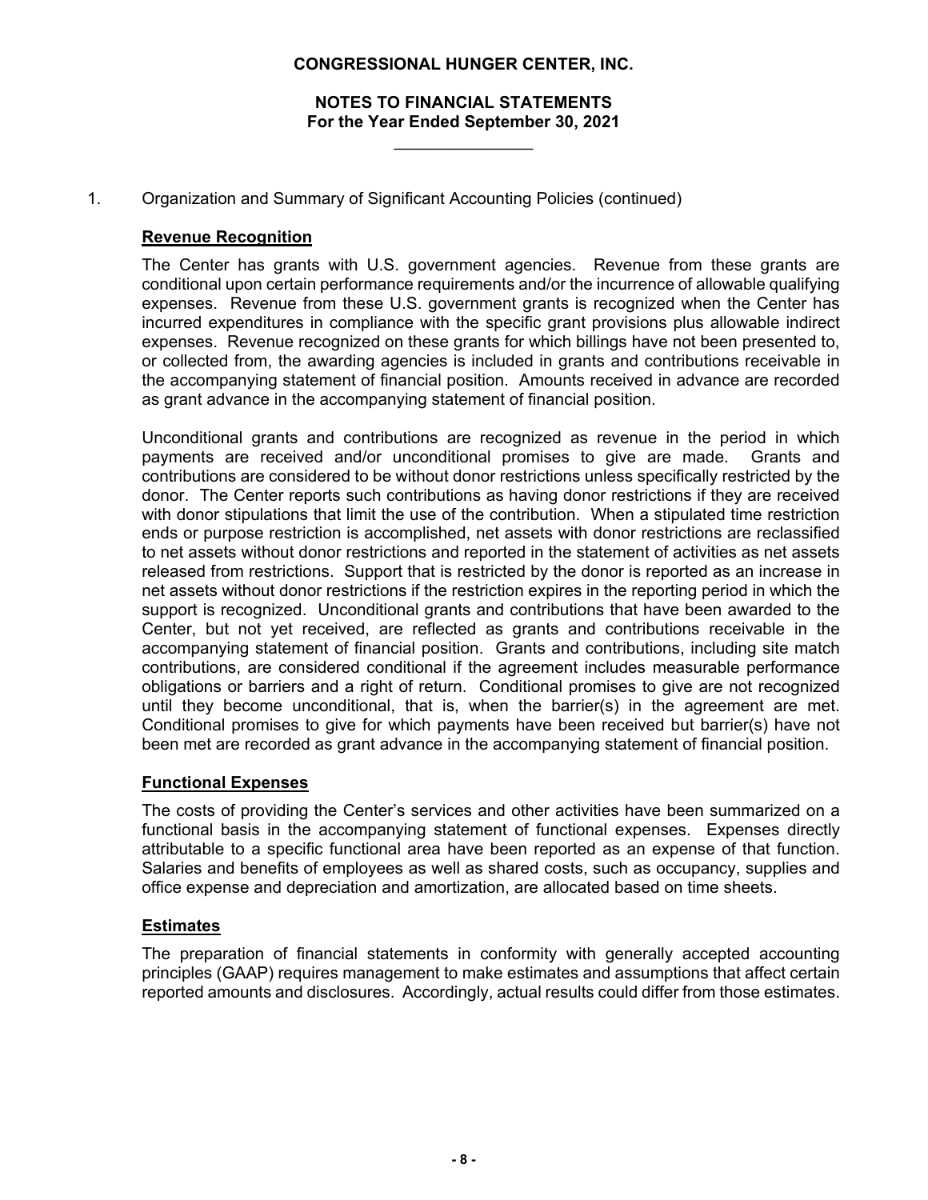1. Organization and Summary of Significant Accounting Policies (continued)

**Revenue Recognition**

The Center has grants with U.S. government agencies. Revenue from these grants are conditional upon certain performance requirements and/or the incurrence of allowable qualifying expenses. Revenue from these U.S. government grants is recognized when the Center has incurred expenditures in compliance with the specific grant provisions plus allowable indirect expenses. Revenue recognized on these grants for which billings have not been presented to, or collected from, the awarding agencies is included in grants and contributions receivable in the accompanying statement of financial position. Amounts received in advance are recorded as grant advance in the accompanying statement of financial position.

Unconditional grants and contributions are recognized as revenue in the period in which payments are received and/or unconditional promises to give are made. Grants and contributions are considered to be without donor restrictions unless specifically restricted by the donor. The Center reports such contributions as having donor restrictions if they are received with donor stipulations that limit the use of the contribution. When a stipulated time restriction ends or purpose restriction is accomplished, net assets with donor restrictions are reclassified to net assets without donor restrictions and reported in the statement of activities as net assets released from restrictions. Support that is restricted by the donor is reported as an increase in net assets without donor restrictions if the restriction expires in the reporting period in which the support is recognized. Unconditional grants and contributions that have been awarded to the Center, but not yet received, are reflected as grants and contributions receivable in the accompanying statement of financial position. Grants and contributions, including site match contributions, are considered conditional if the agreement includes measurable performance obligations or barriers and a right of return. Conditional promises to give are not recognized until they become unconditional, that is, when the barrier(s) in the agreement are met. Conditional promises to give for which payments have been received but barrier(s) have not been met are recorded as grant advance in the accompanying statement of financial position.

**Functional Expenses**

The costs of providing the Center's services and other activities have been summarized on a functional basis in the accompanying statement of functional expenses. Expenses directly attributable to a specific functional area have been reported as an expense of that function. Salaries and benefits of employees as well as shared costs, such as occupancy, supplies and office expense and depreciation and amortization, are allocated based on time sheets.

**Estimates**

The preparation of financial statements in conformity with generally accepted accounting principles (GAAP) requires management to make estimates and assumptions that affect certain reported amounts and disclosures. Accordingly, actual results could differ from those estimates.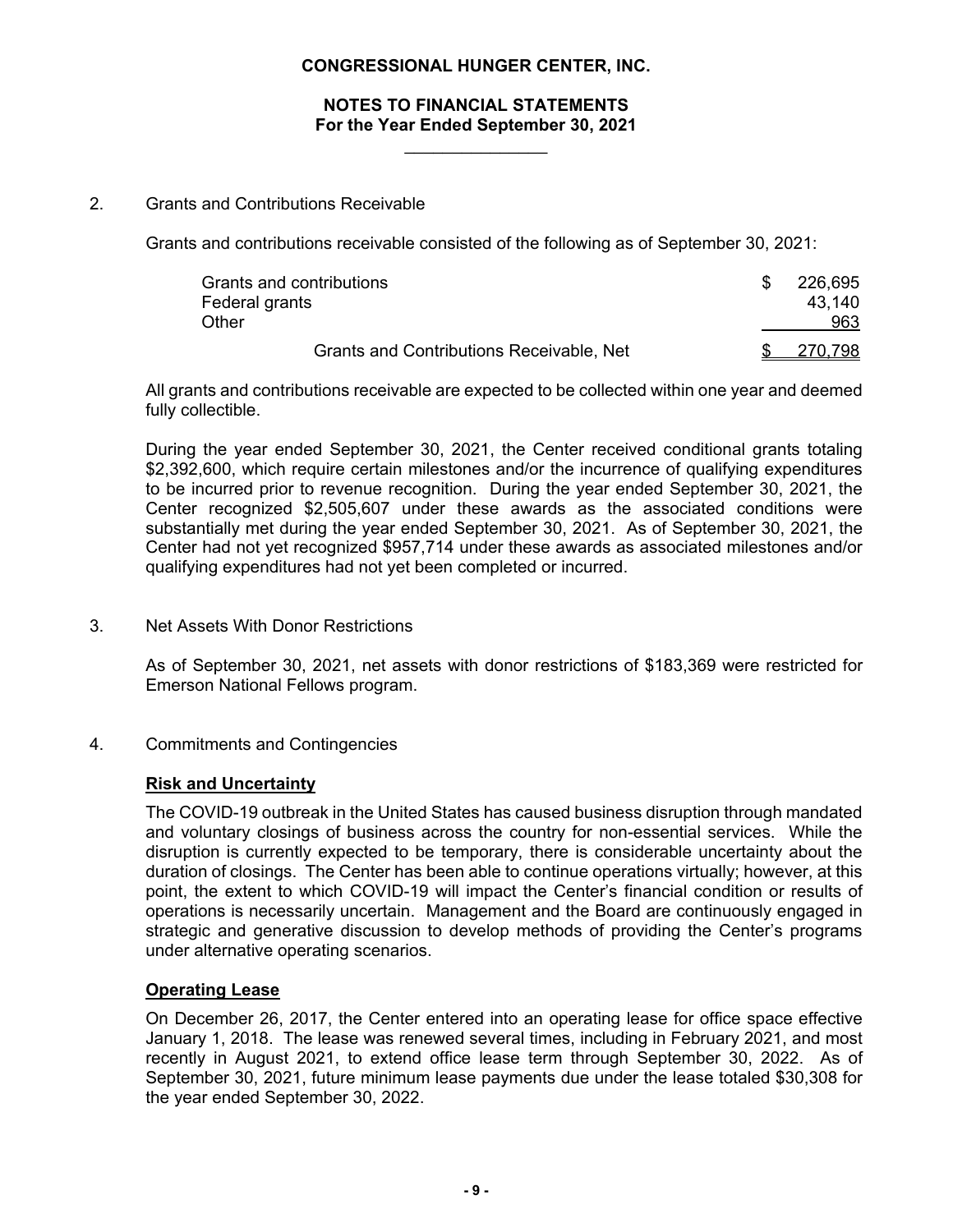# CONGRESSIONAL HUNGER CENTER, INC.

## NOTES TO FINANCIAL STATEMENTS
### For the Year Ended September 30, 2021

2. Grants and Contributions Receivable

Grants and contributions receivable consisted of the following as of September 30, 2021:

| | |
|---|---|
| Grants and contributions | $ 226,695 |
| Federal grants | 43,140 |
| Other | 963 |
| Grants and Contributions Receivable, Net | $ 270,798 |

All grants and contributions receivable are expected to be collected within one year and deemed fully collectible.

During the year ended September 30, 2021, the Center received conditional grants totaling $2,392,600, which require certain milestones and/or the incurrence of qualifying expenditures to be incurred prior to revenue recognition. During the year ended September 30, 2021, the Center recognized $2,505,607 under these awards as the associated conditions were substantially met during the year ended September 30, 2021. As of September 30, 2021, the Center had not yet recognized $957,714 under these awards as associated milestones and/or qualifying expenditures had not yet been completed or incurred.

3. Net Assets With Donor Restrictions

As of September 30, 2021, net assets with donor restrictions of $183,369 were restricted for Emerson National Fellows program.

4. Commitments and Contingencies

**Risk and Uncertainty**

The COVID-19 outbreak in the United States has caused business disruption through mandated and voluntary closings of business across the country for non-essential services. While the disruption is currently expected to be temporary, there is considerable uncertainty about the duration of closings. The Center has been able to continue operations virtually; however, at this point, the extent to which COVID-19 will impact the Center's financial condition or results of operations is necessarily uncertain. Management and the Board are continuously engaged in strategic and generative discussion to develop methods of providing the Center's programs under alternative operating scenarios.

**Operating Lease**

On December 26, 2017, the Center entered into an operating lease for office space effective January 1, 2018. The lease was renewed several times, including in February 2021, and most recently in August 2021, to extend office lease term through September 30, 2022. As of September 30, 2021, future minimum lease payments due under the lease totaled $30,308 for the year ended September 30, 2022.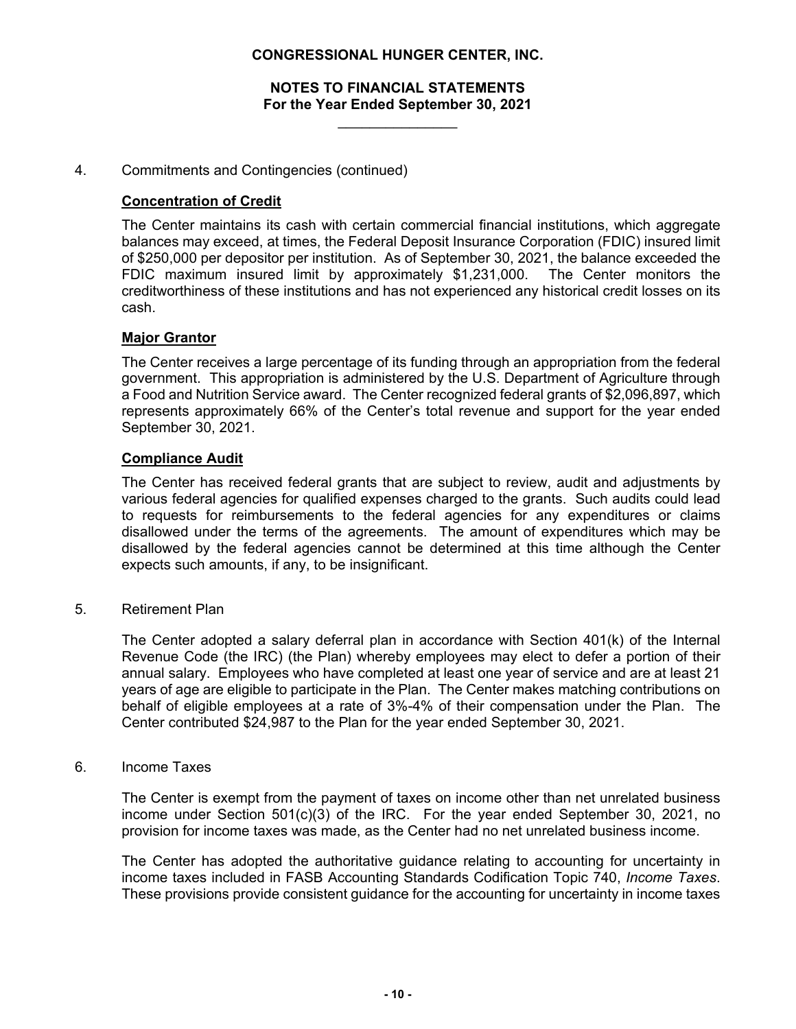4. Commitments and Contingencies (continued)

**Concentration of Credit**

The Center maintains its cash with certain commercial financial institutions, which aggregate balances may exceed, at times, the Federal Deposit Insurance Corporation (FDIC) insured limit of $250,000 per depositor per institution. As of September 30, 2021, the balance exceeded the FDIC maximum insured limit by approximately $1,231,000. The Center monitors the creditworthiness of these institutions and has not experienced any historical credit losses on its cash.

**Major Grantor**

The Center receives a large percentage of its funding through an appropriation from the federal government. This appropriation is administered by the U.S. Department of Agriculture through a Food and Nutrition Service award. The Center recognized federal grants of $2,096,897, which represents approximately 66% of the Center's total revenue and support for the year ended September 30, 2021.

**Compliance Audit**

The Center has received federal grants that are subject to review, audit and adjustments by various federal agencies for qualified expenses charged to the grants. Such audits could lead to requests for reimbursements to the federal agencies for any expenditures or claims disallowed under the terms of the agreements. The amount of expenditures which may be disallowed by the federal agencies cannot be determined at this time although the Center expects such amounts, if any, to be insignificant.

5. Retirement Plan

The Center adopted a salary deferral plan in accordance with Section 401(k) of the Internal Revenue Code (the IRC) (the Plan) whereby employees may elect to defer a portion of their annual salary. Employees who have completed at least one year of service and are at least 21 years of age are eligible to participate in the Plan. The Center makes matching contributions on behalf of eligible employees at a rate of 3%-4% of their compensation under the Plan. The Center contributed $24,987 to the Plan for the year ended September 30, 2021.

6. Income Taxes

The Center is exempt from the payment of taxes on income other than net unrelated business income under Section 501(c)(3) of the IRC. For the year ended September 30, 2021, no provision for income taxes was made, as the Center had no net unrelated business income.

The Center has adopted the authoritative guidance relating to accounting for uncertainty in income taxes included in FASB Accounting Standards Codification Topic 740, *Income Taxes*. These provisions provide consistent guidance for the accounting for uncertainty in income taxes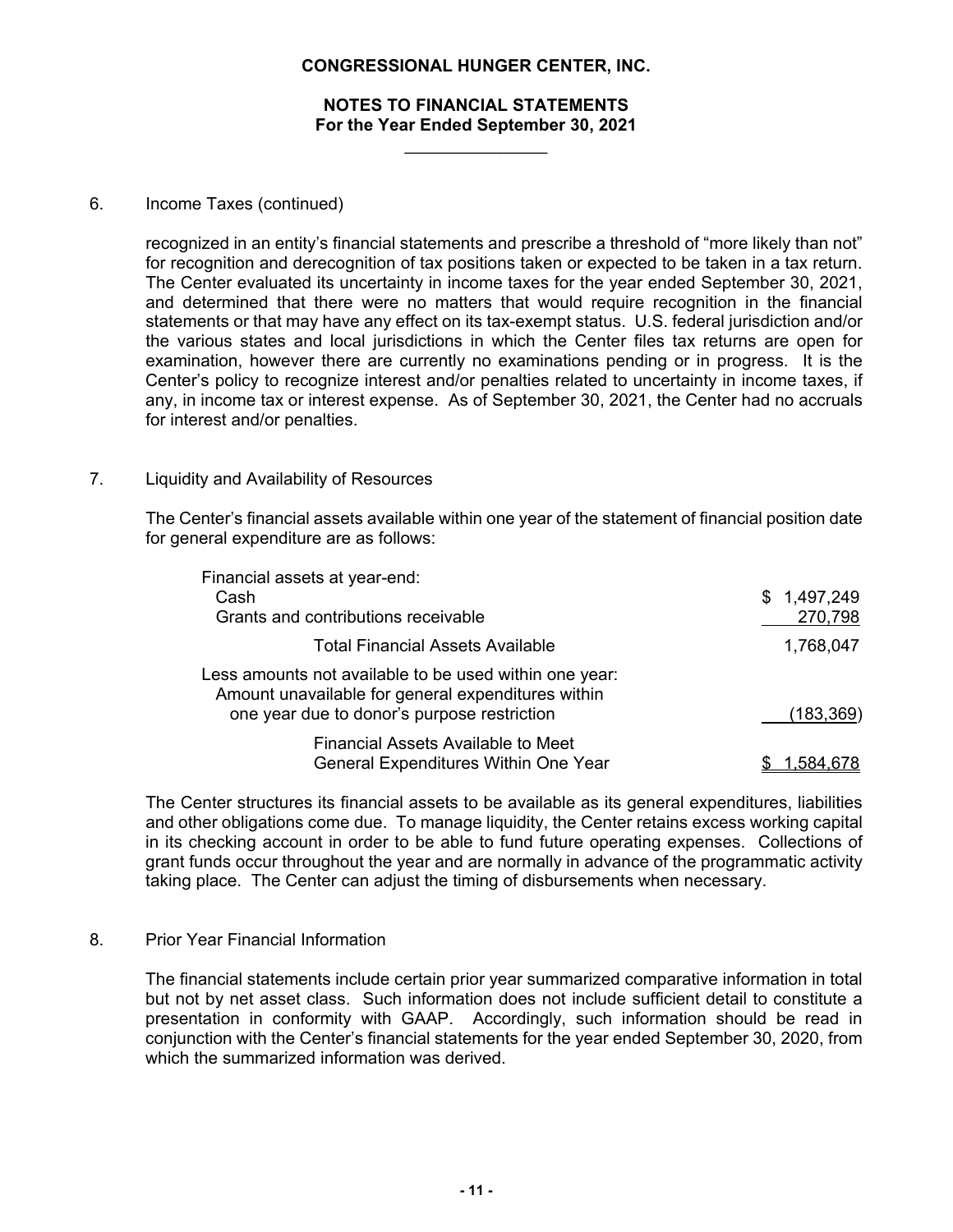# CONGRESSIONAL HUNGER CENTER, INC.

## NOTES TO FINANCIAL STATEMENTS
### For the Year Ended September 30, 2021

6. Income Taxes (continued)

recognized in an entity's financial statements and prescribe a threshold of "more likely than not" for recognition and derecognition of tax positions taken or expected to be taken in a tax return. The Center evaluated its uncertainty in income taxes for the year ended September 30, 2021, and determined that there were no matters that would require recognition in the financial statements or that may have any effect on its tax-exempt status. U.S. federal jurisdiction and/or the various states and local jurisdictions in which the Center files tax returns are open for examination, however there are currently no examinations pending or in progress. It is the Center's policy to recognize interest and/or penalties related to uncertainty in income taxes, if any, in income tax or interest expense. As of September 30, 2021, the Center had no accruals for interest and/or penalties.

7. Liquidity and Availability of Resources

The Center's financial assets available within one year of the statement of financial position date for general expenditure are as follows:

| | |
|---|---|
| Financial assets at year-end: | |
| Cash | $ 1,497,249 |
| Grants and contributions receivable | 270,798 |
| Total Financial Assets Available | 1,768,047 |
| Less amounts not available to be used within one year: Amount unavailable for general expenditures within one year due to donor's purpose restriction | (183,369) |
| Financial Assets Available to Meet General Expenditures Within One Year | $ 1,584,678 |

The Center structures its financial assets to be available as its general expenditures, liabilities and other obligations come due. To manage liquidity, the Center retains excess working capital in its checking account in order to be able to fund future operating expenses. Collections of grant funds occur throughout the year and are normally in advance of the programmatic activity taking place. The Center can adjust the timing of disbursements when necessary.

8. Prior Year Financial Information

The financial statements include certain prior year summarized comparative information in total but not by net asset class. Such information does not include sufficient detail to constitute a presentation in conformity with GAAP. Accordingly, such information should be read in conjunction with the Center's financial statements for the year ended September 30, 2020, from which the summarized information was derived.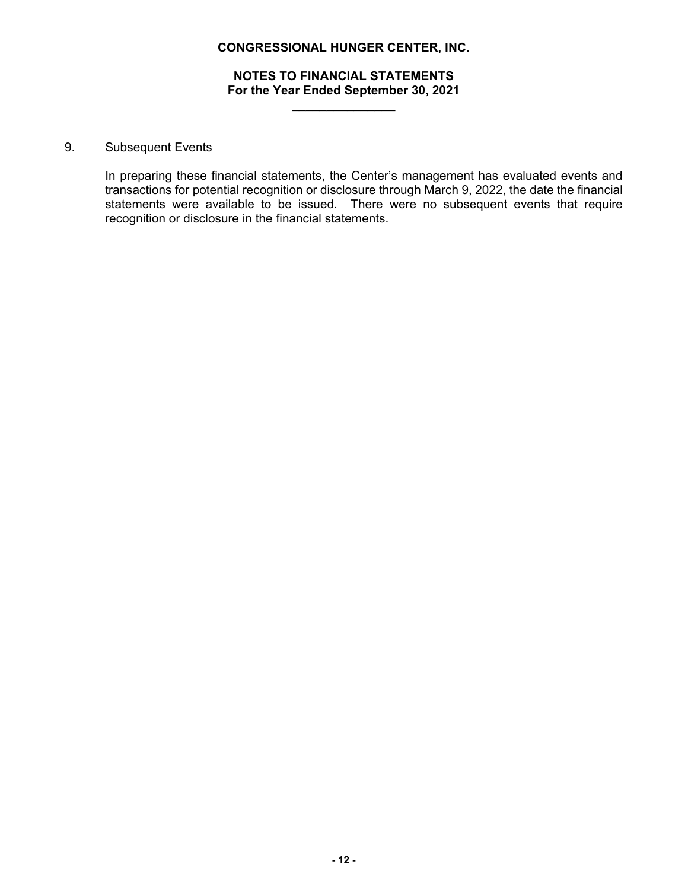9. Subsequent Events

In preparing these financial statements, the Center's management has evaluated events and transactions for potential recognition or disclosure through March 9, 2022, the date the financial statements were available to be issued. There were no subsequent events that require recognition or disclosure in the financial statements.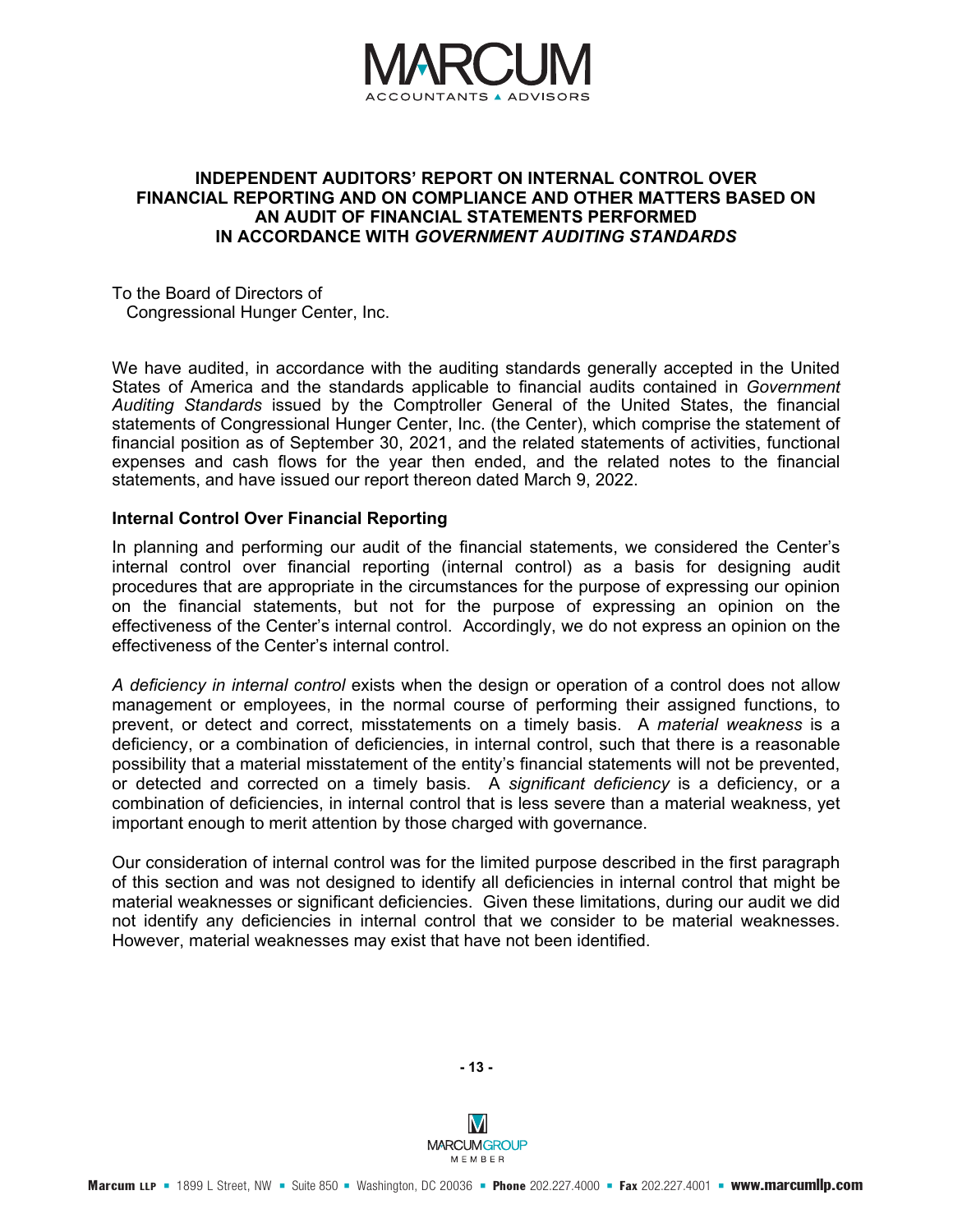# INDEPENDENT AUDITORS' REPORT ON INTERNAL CONTROL OVER FINANCIAL REPORTING AND ON COMPLIANCE AND OTHER MATTERS BASED ON AN AUDIT OF FINANCIAL STATEMENTS PERFORMED IN ACCORDANCE WITH *GOVERNMENT AUDITING STANDARDS*

To the Board of Directors of
Congressional Hunger Center, Inc.

We have audited, in accordance with the auditing standards generally accepted in the United States of America and the standards applicable to financial audits contained in *Government Auditing Standards* issued by the Comptroller General of the United States, the financial statements of Congressional Hunger Center, Inc. (the Center), which comprise the statement of financial position as of September 30, 2021, and the related statements of activities, functional expenses and cash flows for the year then ended, and the related notes to the financial statements, and have issued our report thereon dated March 9, 2022.

## Internal Control Over Financial Reporting

In planning and performing our audit of the financial statements, we considered the Center's internal control over financial reporting (internal control) as a basis for designing audit procedures that are appropriate in the circumstances for the purpose of expressing our opinion on the financial statements, but not for the purpose of expressing an opinion on the effectiveness of the Center's internal control. Accordingly, we do not express an opinion on the effectiveness of the Center's internal control.

*A deficiency in internal control* exists when the design or operation of a control does not allow management or employees, in the normal course of performing their assigned functions, to prevent, or detect and correct, misstatements on a timely basis. A *material weakness* is a deficiency, or a combination of deficiencies, in internal control, such that there is a reasonable possibility that a material misstatement of the entity's financial statements will not be prevented, or detected and corrected on a timely basis. A *significant deficiency* is a deficiency, or a combination of deficiencies, in internal control that is less severe than a material weakness, yet important enough to merit attention by those charged with governance.

Our consideration of internal control was for the limited purpose described in the first paragraph of this section and was not designed to identify all deficiencies in internal control that might be material weaknesses or significant deficiencies. Given these limitations, during our audit we did not identify any deficiencies in internal control that we consider to be material weaknesses. However, material weaknesses may exist that have not been identified.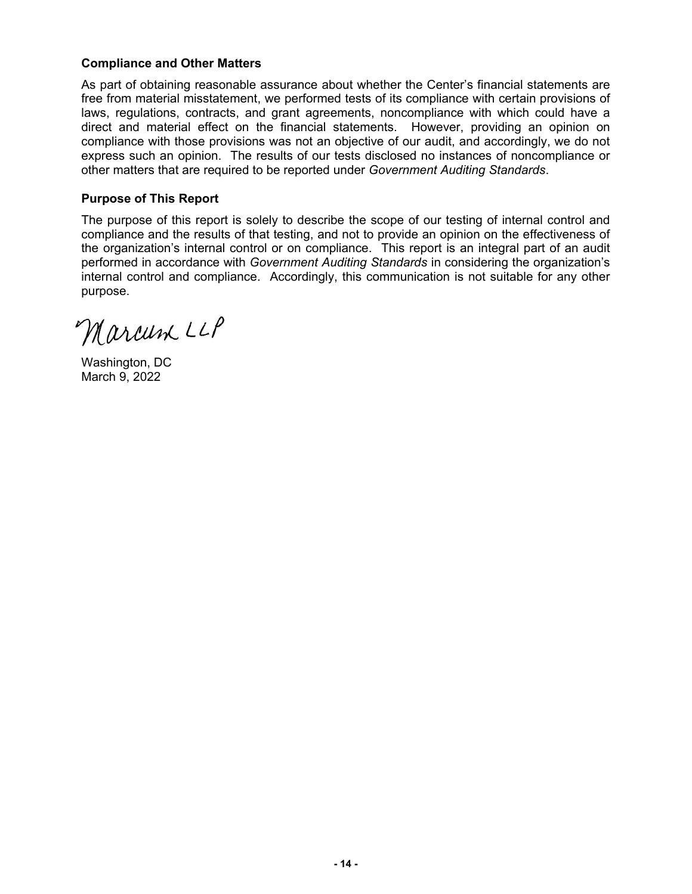**Compliance and Other Matters**

As part of obtaining reasonable assurance about whether the Center's financial statements are free from material misstatement, we performed tests of its compliance with certain provisions of laws, regulations, contracts, and grant agreements, noncompliance with which could have a direct and material effect on the financial statements. However, providing an opinion on compliance with those provisions was not an objective of our audit, and accordingly, we do not express such an opinion. The results of our tests disclosed no instances of noncompliance or other matters that are required to be reported under *Government Auditing Standards*.

**Purpose of This Report**

The purpose of this report is solely to describe the scope of our testing of internal control and compliance and the results of that testing, and not to provide an opinion on the effectiveness of the organization's internal control or on compliance. This report is an integral part of an audit performed in accordance with *Government Auditing Standards* in considering the organization's internal control and compliance. Accordingly, this communication is not suitable for any other purpose.

Marcum LLP

Washington, DC
March 9, 2022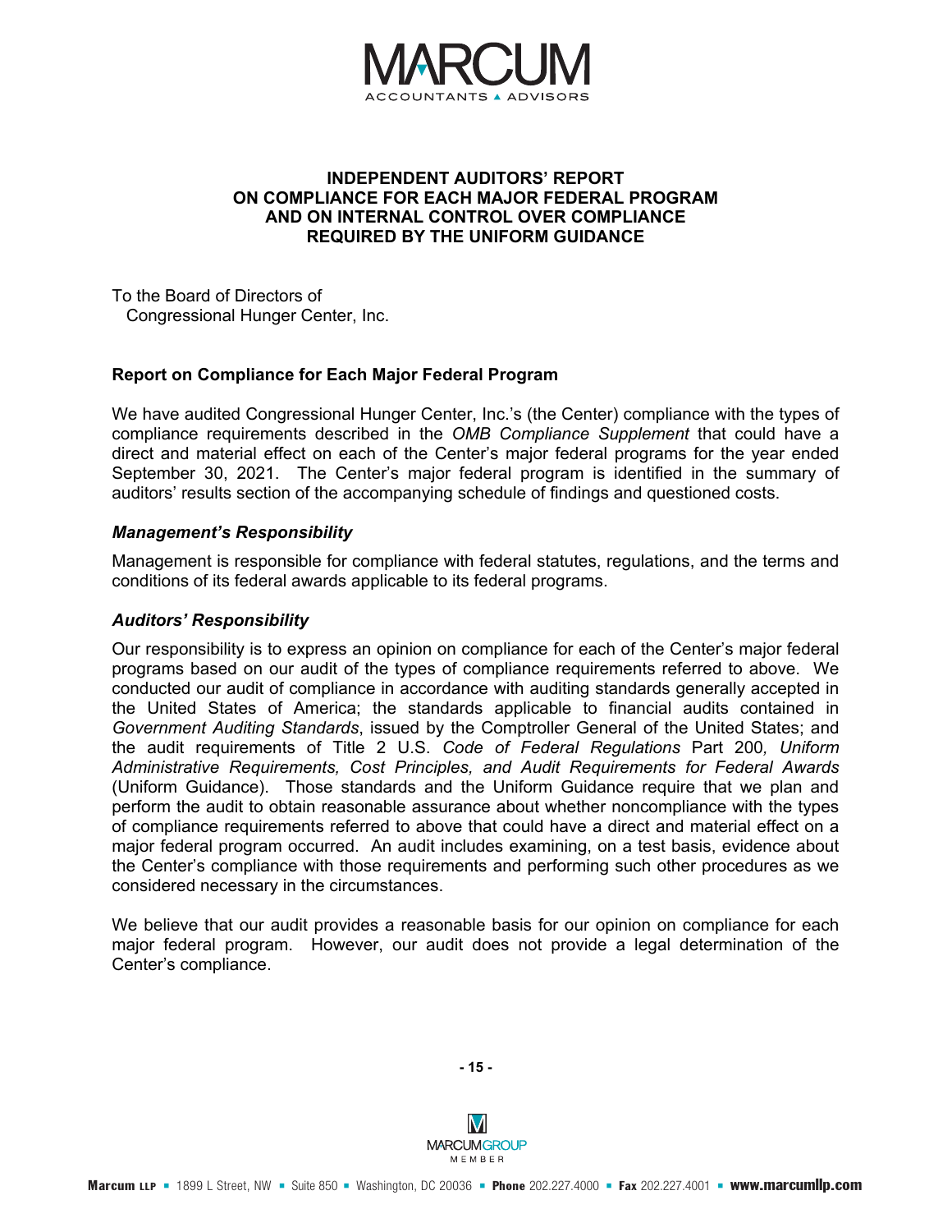# INDEPENDENT AUDITORS' REPORT ON COMPLIANCE FOR EACH MAJOR FEDERAL PROGRAM AND ON INTERNAL CONTROL OVER COMPLIANCE REQUIRED BY THE UNIFORM GUIDANCE

To the Board of Directors of
Congressional Hunger Center, Inc.

## Report on Compliance for Each Major Federal Program

We have audited Congressional Hunger Center, Inc.'s (the Center) compliance with the types of compliance requirements described in the *OMB Compliance Supplement* that could have a direct and material effect on each of the Center's major federal programs for the year ended September 30, 2021. The Center's major federal program is identified in the summary of auditors' results section of the accompanying schedule of findings and questioned costs.

### *Management's Responsibility*

Management is responsible for compliance with federal statutes, regulations, and the terms and conditions of its federal awards applicable to its federal programs.

### *Auditors' Responsibility*

Our responsibility is to express an opinion on compliance for each of the Center's major federal programs based on our audit of the types of compliance requirements referred to above. We conducted our audit of compliance in accordance with auditing standards generally accepted in the United States of America; the standards applicable to financial audits contained in *Government Auditing Standards*, issued by the Comptroller General of the United States; and the audit requirements of Title 2 U.S. *Code of Federal Regulations* Part 200*, Uniform Administrative Requirements, Cost Principles, and Audit Requirements for Federal Awards* (Uniform Guidance). Those standards and the Uniform Guidance require that we plan and perform the audit to obtain reasonable assurance about whether noncompliance with the types of compliance requirements referred to above that could have a direct and material effect on a major federal program occurred. An audit includes examining, on a test basis, evidence about the Center's compliance with those requirements and performing such other procedures as we considered necessary in the circumstances.

We believe that our audit provides a reasonable basis for our opinion on compliance for each major federal program. However, our audit does not provide a legal determination of the Center's compliance.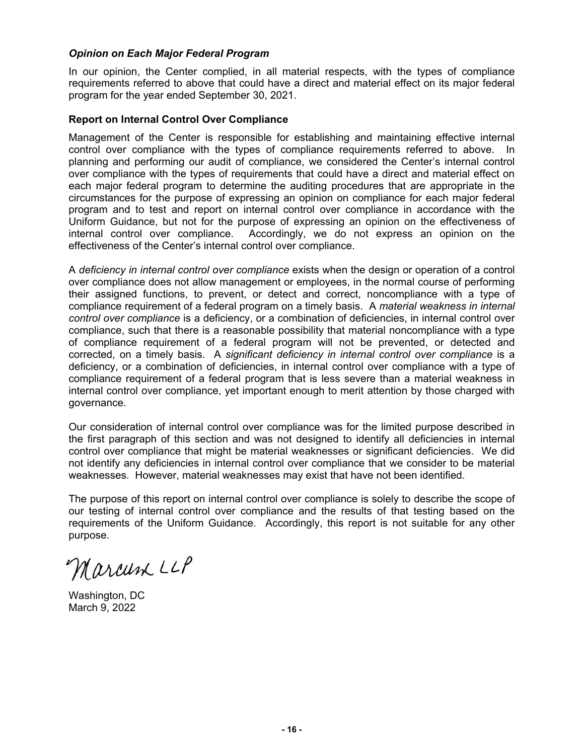### *Opinion on Each Major Federal Program*

In our opinion, the Center complied, in all material respects, with the types of compliance requirements referred to above that could have a direct and material effect on its major federal program for the year ended September 30, 2021.

### Report on Internal Control Over Compliance

Management of the Center is responsible for establishing and maintaining effective internal control over compliance with the types of compliance requirements referred to above. In planning and performing our audit of compliance, we considered the Center's internal control over compliance with the types of requirements that could have a direct and material effect on each major federal program to determine the auditing procedures that are appropriate in the circumstances for the purpose of expressing an opinion on compliance for each major federal program and to test and report on internal control over compliance in accordance with the Uniform Guidance, but not for the purpose of expressing an opinion on the effectiveness of internal control over compliance. Accordingly, we do not express an opinion on the effectiveness of the Center's internal control over compliance.

A *deficiency in internal control over compliance* exists when the design or operation of a control over compliance does not allow management or employees, in the normal course of performing their assigned functions, to prevent, or detect and correct, noncompliance with a type of compliance requirement of a federal program on a timely basis. A *material weakness in internal control over compliance* is a deficiency, or a combination of deficiencies, in internal control over compliance, such that there is a reasonable possibility that material noncompliance with a type of compliance requirement of a federal program will not be prevented, or detected and corrected, on a timely basis. A *significant deficiency in internal control over compliance* is a deficiency, or a combination of deficiencies, in internal control over compliance with a type of compliance requirement of a federal program that is less severe than a material weakness in internal control over compliance, yet important enough to merit attention by those charged with governance.

Our consideration of internal control over compliance was for the limited purpose described in the first paragraph of this section and was not designed to identify all deficiencies in internal control over compliance that might be material weaknesses or significant deficiencies. We did not identify any deficiencies in internal control over compliance that we consider to be material weaknesses. However, material weaknesses may exist that have not been identified.

The purpose of this report on internal control over compliance is solely to describe the scope of our testing of internal control over compliance and the results of that testing based on the requirements of the Uniform Guidance. Accordingly, this report is not suitable for any other purpose.

Marcum LLP

Washington, DC
March 9, 2022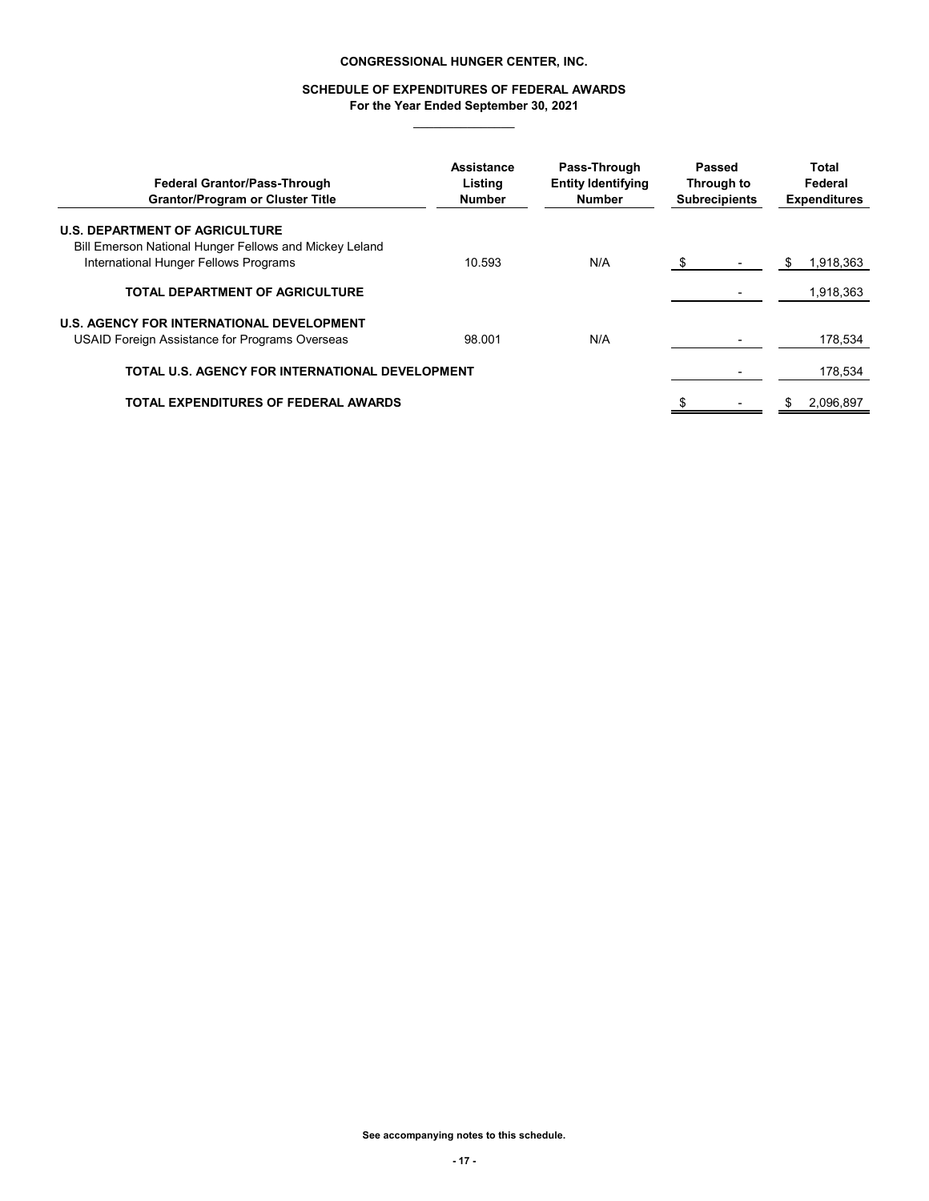**CONGRESSIONAL HUNGER CENTER, INC.**

**SCHEDULE OF EXPENDITURES OF FEDERAL AWARDS**
**For the Year Ended September 30, 2021**

| Federal Grantor/Pass-Through Grantor/Program or Cluster Title | Assistance Listing Number | Pass-Through Entity Identifying Number | Passed Through to Subrecipients | Total Federal Expenditures |
|---|---|---|---|---|
| **U.S. DEPARTMENT OF AGRICULTURE** | | | | |
| Bill Emerson National Hunger Fellows and Mickey Leland International Hunger Fellows Programs | 10.593 | N/A | $ - | $ 1,918,363 |
| **TOTAL DEPARTMENT OF AGRICULTURE** | | | - | 1,918,363 |
| **U.S. AGENCY FOR INTERNATIONAL DEVELOPMENT** | | | | |
| USAID Foreign Assistance for Programs Overseas | 98.001 | N/A | - | 178,534 |
| **TOTAL U.S. AGENCY FOR INTERNATIONAL DEVELOPMENT** | | | - | 178,534 |
| **TOTAL EXPENDITURES OF FEDERAL AWARDS** | | | $ - | $ 2,096,897 |

**See accompanying notes to this schedule.**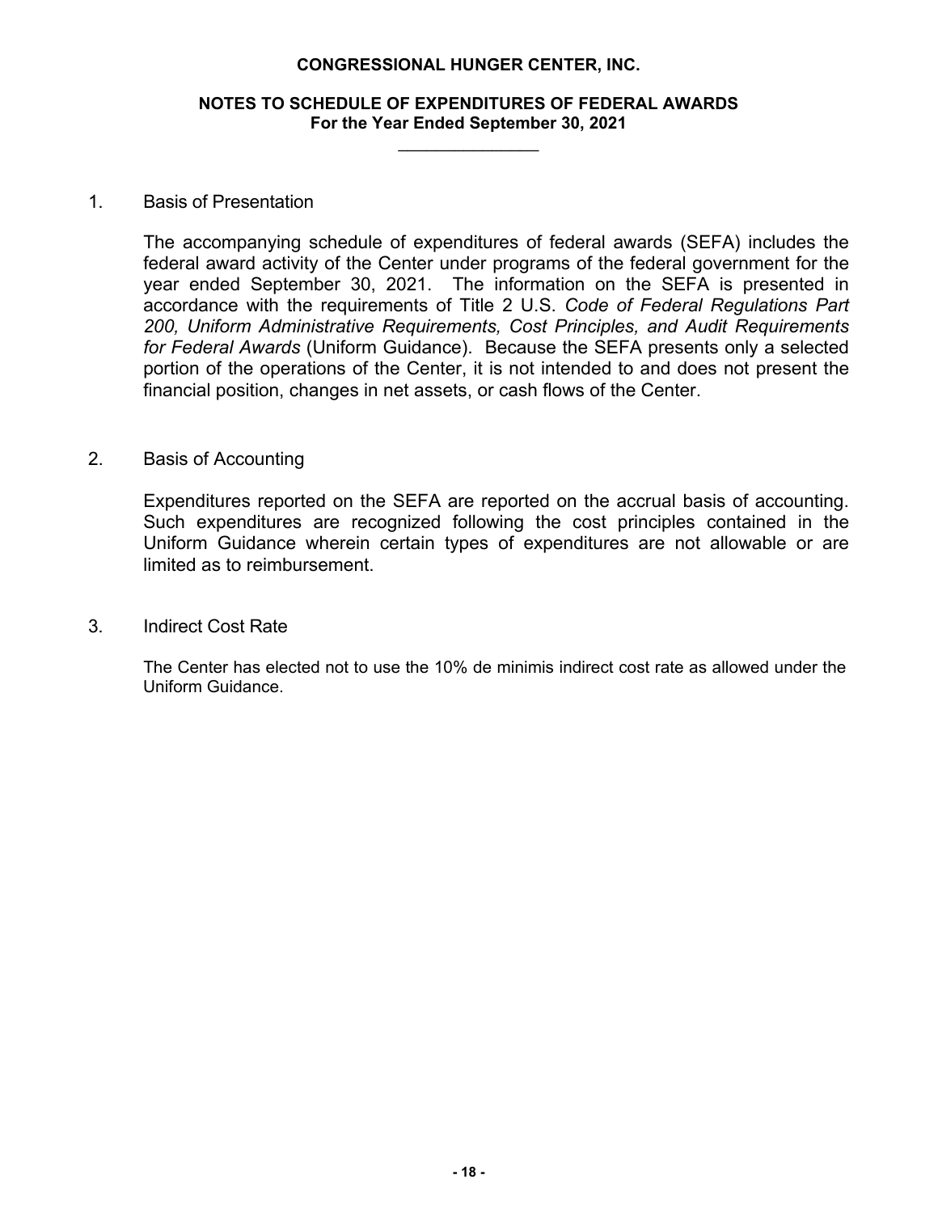**CONGRESSIONAL HUNGER CENTER, INC.**

**NOTES TO SCHEDULE OF EXPENDITURES OF FEDERAL AWARDS**
**For the Year Ended September 30, 2021**

1. Basis of Presentation

   The accompanying schedule of expenditures of federal awards (SEFA) includes the federal award activity of the Center under programs of the federal government for the year ended September 30, 2021. The information on the SEFA is presented in accordance with the requirements of Title 2 U.S. *Code of Federal Regulations Part 200, Uniform Administrative Requirements, Cost Principles, and Audit Requirements for Federal Awards* (Uniform Guidance). Because the SEFA presents only a selected portion of the operations of the Center, it is not intended to and does not present the financial position, changes in net assets, or cash flows of the Center.

2. Basis of Accounting

   Expenditures reported on the SEFA are reported on the accrual basis of accounting. Such expenditures are recognized following the cost principles contained in the Uniform Guidance wherein certain types of expenditures are not allowable or are limited as to reimbursement.

3. Indirect Cost Rate

   The Center has elected not to use the 10% de minimis indirect cost rate as allowed under the Uniform Guidance.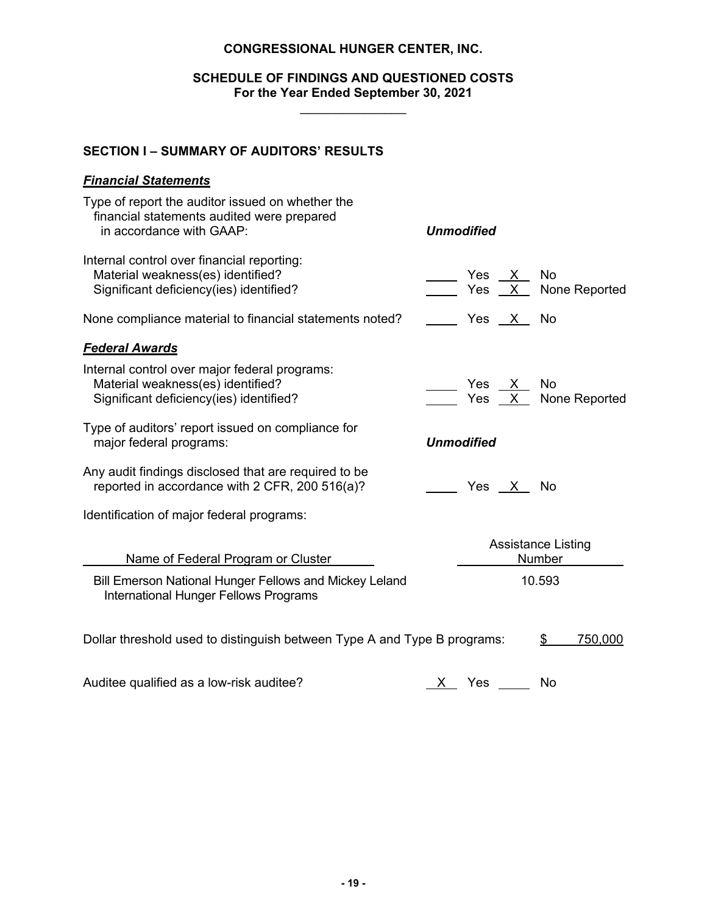# CONGRESSIONAL HUNGER CENTER, INC.

## SCHEDULE OF FINDINGS AND QUESTIONED COSTS
**For the Year Ended September 30, 2021**

### SECTION I – SUMMARY OF AUDITORS' RESULTS

***Financial Statements***

| | |
|---|---|
| Type of report the auditor issued on whether the financial statements audited were prepared in accordance with GAAP: | ***Unmodified*** |
| Internal control over financial reporting: | |
| Material weakness(es) identified? | ____ Yes __X__ No |
| Significant deficiency(ies) identified? | ____ Yes __X__ None Reported |
| None compliance material to financial statements noted? | ____ Yes __X__ No |

***Federal Awards***

| | |
|---|---|
| Internal control over major federal programs: | |
| Material weakness(es) identified? | ____ Yes __X__ No |
| Significant deficiency(ies) identified? | ____ Yes __X__ None Reported |
| Type of auditors' report issued on compliance for major federal programs: | ***Unmodified*** |
| Any audit findings disclosed that are required to be reported in accordance with 2 CFR, 200 516(a)? | ____ Yes __X__ No |

Identification of major federal programs:

| Name of Federal Program or Cluster | Assistance Listing Number |
|---|---|
| Bill Emerson National Hunger Fellows and Mickey Leland International Hunger Fellows Programs | 10.593 |

Dollar threshold used to distinguish between Type A and Type B programs: $ 750,000

Auditee qualified as a low-risk auditee? __X__ Yes ____ No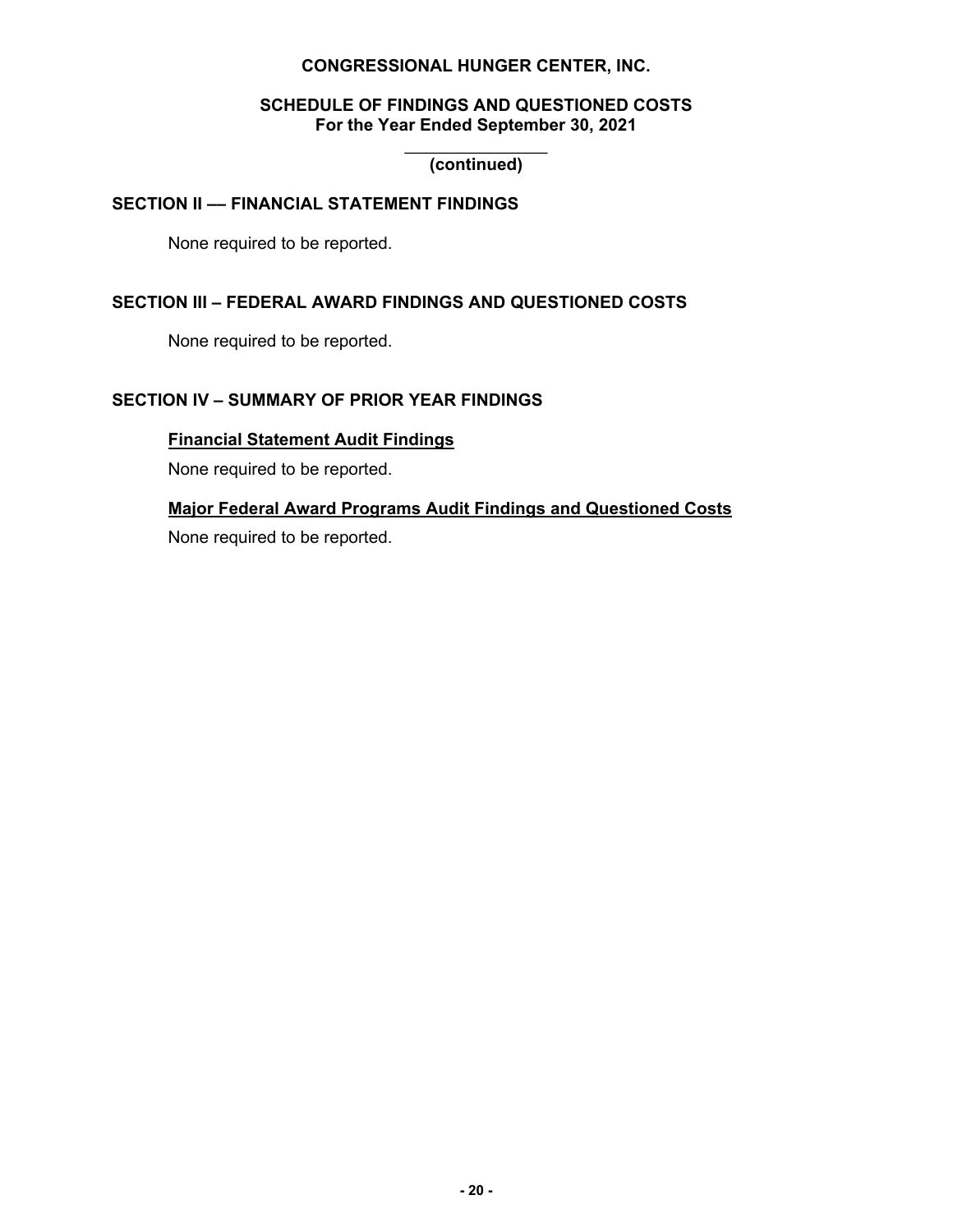**CONGRESSIONAL HUNGER CENTER, INC.**

**SCHEDULE OF FINDINGS AND QUESTIONED COSTS**
**For the Year Ended September 30, 2021**

**(continued)**

## SECTION II –– FINANCIAL STATEMENT FINDINGS

None required to be reported.

## SECTION III – FEDERAL AWARD FINDINGS AND QUESTIONED COSTS

None required to be reported.

## SECTION IV – SUMMARY OF PRIOR YEAR FINDINGS

**Financial Statement Audit Findings**

None required to be reported.

**Major Federal Award Programs Audit Findings and Questioned Costs**

None required to be reported.